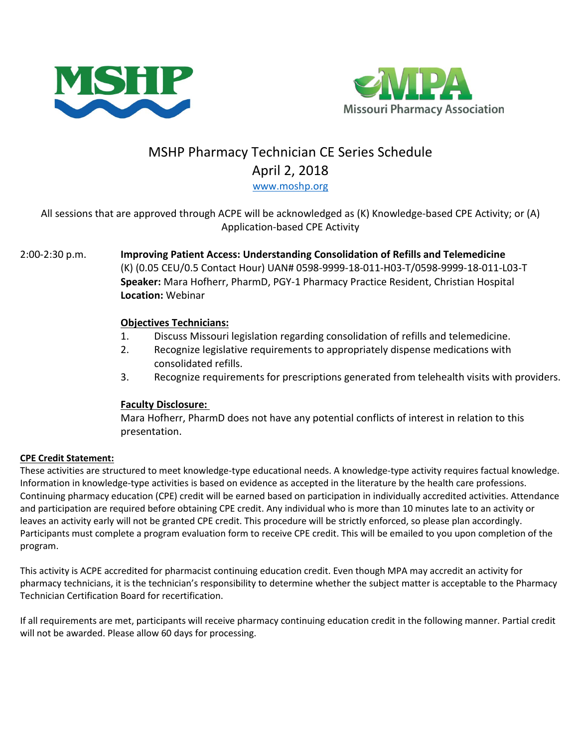MSHP

Missouri Pharmacy Association

# MSHP Pharmacy Technician CE Series Schedule

## April 2, 2018

www.moshp.org

All sessions that are approved through ACPE will be acknowledged as (K) Knowledge-based CPE Activity; or (A) Application-based CPE Activity

2:00-2:30 p.m. **Improving Patient Access: Understanding Consolidation of Refills and Telemedicine**
(K) (0.05 CEU/0.5 Contact Hour) UAN# 0598-9999-18-011-H03-T/0598-9999-18-011-L03-T
**Speaker:** Mara Hofherr, PharmD, PGY-1 Pharmacy Practice Resident, Christian Hospital
**Location:** Webinar

**Objectives Technicians:**

1. Discuss Missouri legislation regarding consolidation of refills and telemedicine.
2. Recognize legislative requirements to appropriately dispense medications with consolidated refills.
3. Recognize requirements for prescriptions generated from telehealth visits with providers.

**Faculty Disclosure:**

Mara Hofherr, PharmD does not have any potential conflicts of interest in relation to this presentation.

**CPE Credit Statement:**

These activities are structured to meet knowledge-type educational needs. A knowledge-type activity requires factual knowledge. Information in knowledge-type activities is based on evidence as accepted in the literature by the health care professions. Continuing pharmacy education (CPE) credit will be earned based on participation in individually accredited activities. Attendance and participation are required before obtaining CPE credit. Any individual who is more than 10 minutes late to an activity or leaves an activity early will not be granted CPE credit. This procedure will be strictly enforced, so please plan accordingly. Participants must complete a program evaluation form to receive CPE credit. This will be emailed to you upon completion of the program.

This activity is ACPE accredited for pharmacist continuing education credit. Even though MPA may accredit an activity for pharmacy technicians, it is the technician's responsibility to determine whether the subject matter is acceptable to the Pharmacy Technician Certification Board for recertification.

If all requirements are met, participants will receive pharmacy continuing education credit in the following manner. Partial credit will not be awarded. Please allow 60 days for processing.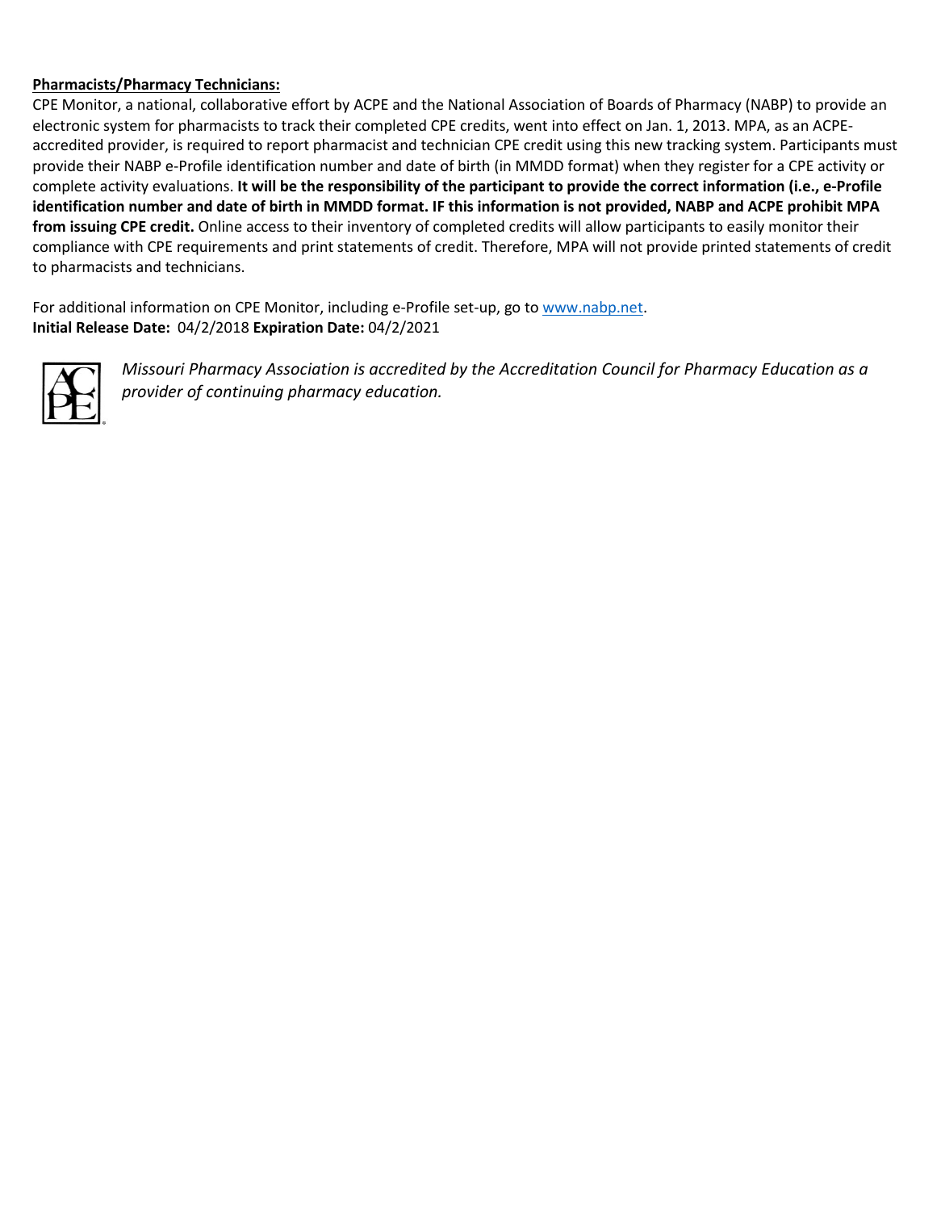**Pharmacists/Pharmacy Technicians:**

CPE Monitor, a national, collaborative effort by ACPE and the National Association of Boards of Pharmacy (NABP) to provide an electronic system for pharmacists to track their completed CPE credits, went into effect on Jan. 1, 2013. MPA, as an ACPE-accredited provider, is required to report pharmacist and technician CPE credit using this new tracking system. Participants must provide their NABP e-Profile identification number and date of birth (in MMDD format) when they register for a CPE activity or complete activity evaluations. **It will be the responsibility of the participant to provide the correct information (i.e., e-Profile identification number and date of birth in MMDD format. IF this information is not provided, NABP and ACPE prohibit MPA from issuing CPE credit.** Online access to their inventory of completed credits will allow participants to easily monitor their compliance with CPE requirements and print statements of credit. Therefore, MPA will not provide printed statements of credit to pharmacists and technicians.

For additional information on CPE Monitor, including e-Profile set-up, go to www.nabp.net.

**Initial Release Date:** 04/2/2018 **Expiration Date:** 04/2/2021

*Missouri Pharmacy Association is accredited by the Accreditation Council for Pharmacy Education as a provider of continuing pharmacy education.*